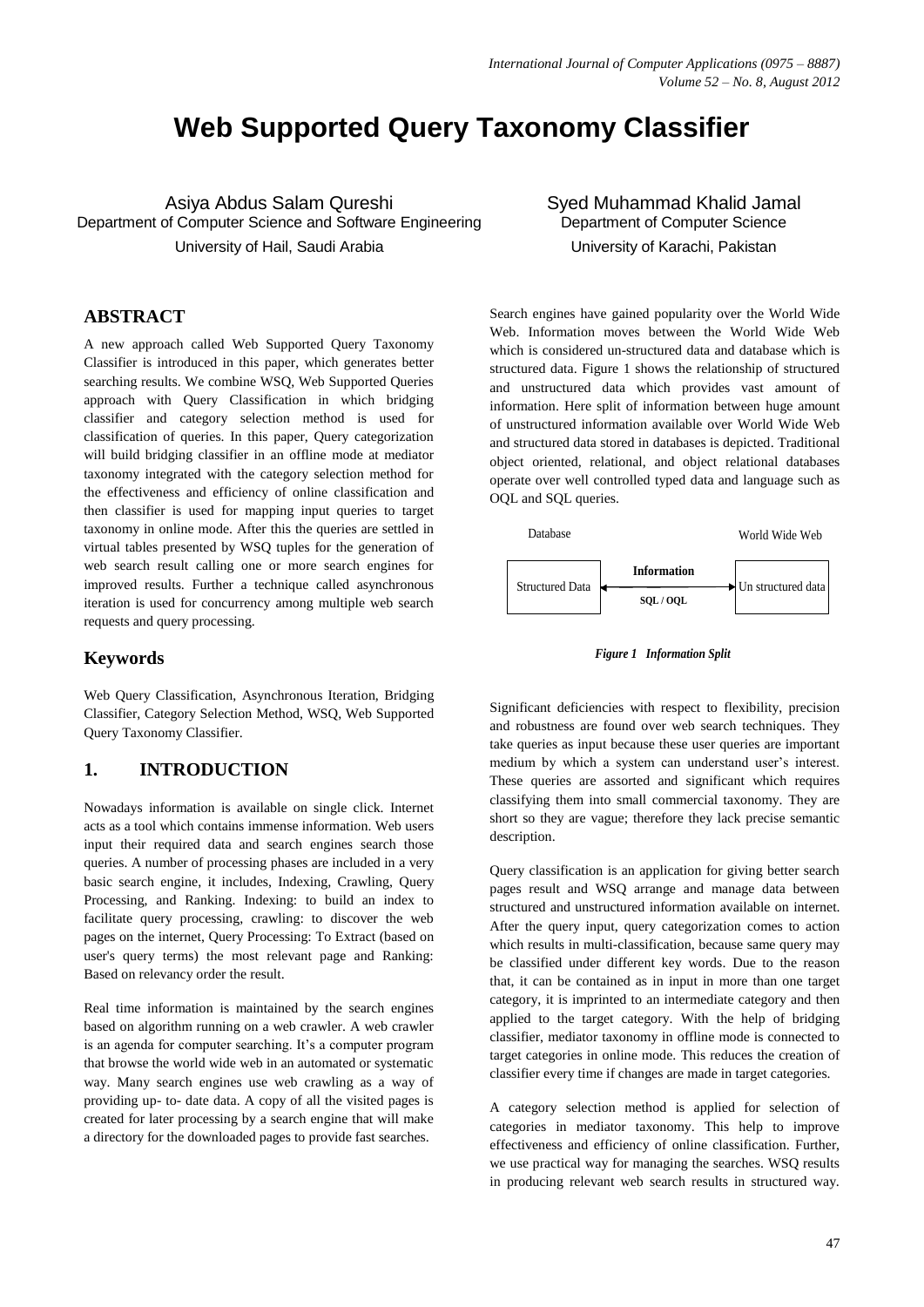# Web Supported Query Taxonomy Classifier

Asiya Abdus Salam Qureshi
Department of Computer Science and Software Engineering
University of Hail, Saudi Arabia

Syed Muhammad Khalid Jamal
Department of Computer Science
University of Karachi, Pakistan

## ABSTRACT

A new approach called Web Supported Query Taxonomy Classifier is introduced in this paper, which generates better searching results. We combine WSQ, Web Supported Queries approach with Query Classification in which bridging classifier and category selection method is used for classification of queries. In this paper, Query categorization will build bridging classifier in an offline mode at mediator taxonomy integrated with the category selection method for the effectiveness and efficiency of online classification and then classifier is used for mapping input queries to target taxonomy in online mode. After this the queries are settled in virtual tables presented by WSQ tuples for the generation of web search result calling one or more search engines for improved results. Further a technique called asynchronous iteration is used for concurrency among multiple web search requests and query processing.

## Keywords

Web Query Classification, Asynchronous Iteration, Bridging Classifier, Category Selection Method, WSQ, Web Supported Query Taxonomy Classifier.

## 1. INTRODUCTION

Nowadays information is available on single click. Internet acts as a tool which contains immense information. Web users input their required data and search engines search those queries. A number of processing phases are included in a very basic search engine, it includes, Indexing, Crawling, Query Processing, and Ranking. Indexing: to build an index to facilitate query processing, crawling: to discover the web pages on the internet, Query Processing: To Extract (based on user's query terms) the most relevant page and Ranking: Based on relevancy order the result.

Real time information is maintained by the search engines based on algorithm running on a web crawler. A web crawler is an agenda for computer searching. It's a computer program that browse the world wide web in an automated or systematic way. Many search engines use web crawling as a way of providing up- to- date data. A copy of all the visited pages is created for later processing by a search engine that will make a directory for the downloaded pages to provide fast searches.

Search engines have gained popularity over the World Wide Web. Information moves between the World Wide Web which is considered un-structured data and database which is structured data. Figure 1 shows the relationship of structured and unstructured data which provides vast amount of information. Here split of information between huge amount of unstructured information available over World Wide Web and structured data stored in databases is depicted. Traditional object oriented, relational, and object relational databases operate over well controlled typed data and language such as OQL and SQL queries.

Database — Structured Data ← Information (SQL / OQL) → Un structured data — World Wide Web

*Figure 1 Information Split*

Significant deficiencies with respect to flexibility, precision and robustness are found over web search techniques. They take queries as input because these user queries are important medium by which a system can understand user's interest. These queries are assorted and significant which requires classifying them into small commercial taxonomy. They are short so they are vague; therefore they lack precise semantic description.

Query classification is an application for giving better search pages result and WSQ arrange and manage data between structured and unstructured information available on internet. After the query input, query categorization comes to action which results in multi-classification, because same query may be classified under different key words. Due to the reason that, it can be contained as in input in more than one target category, it is imprinted to an intermediate category and then applied to the target category. With the help of bridging classifier, mediator taxonomy in offline mode is connected to target categories in online mode. This reduces the creation of classifier every time if changes are made in target categories.

A category selection method is applied for selection of categories in mediator taxonomy. This help to improve effectiveness and efficiency of online classification. Further, we use practical way for managing the searches. WSQ results in producing relevant web search results in structured way.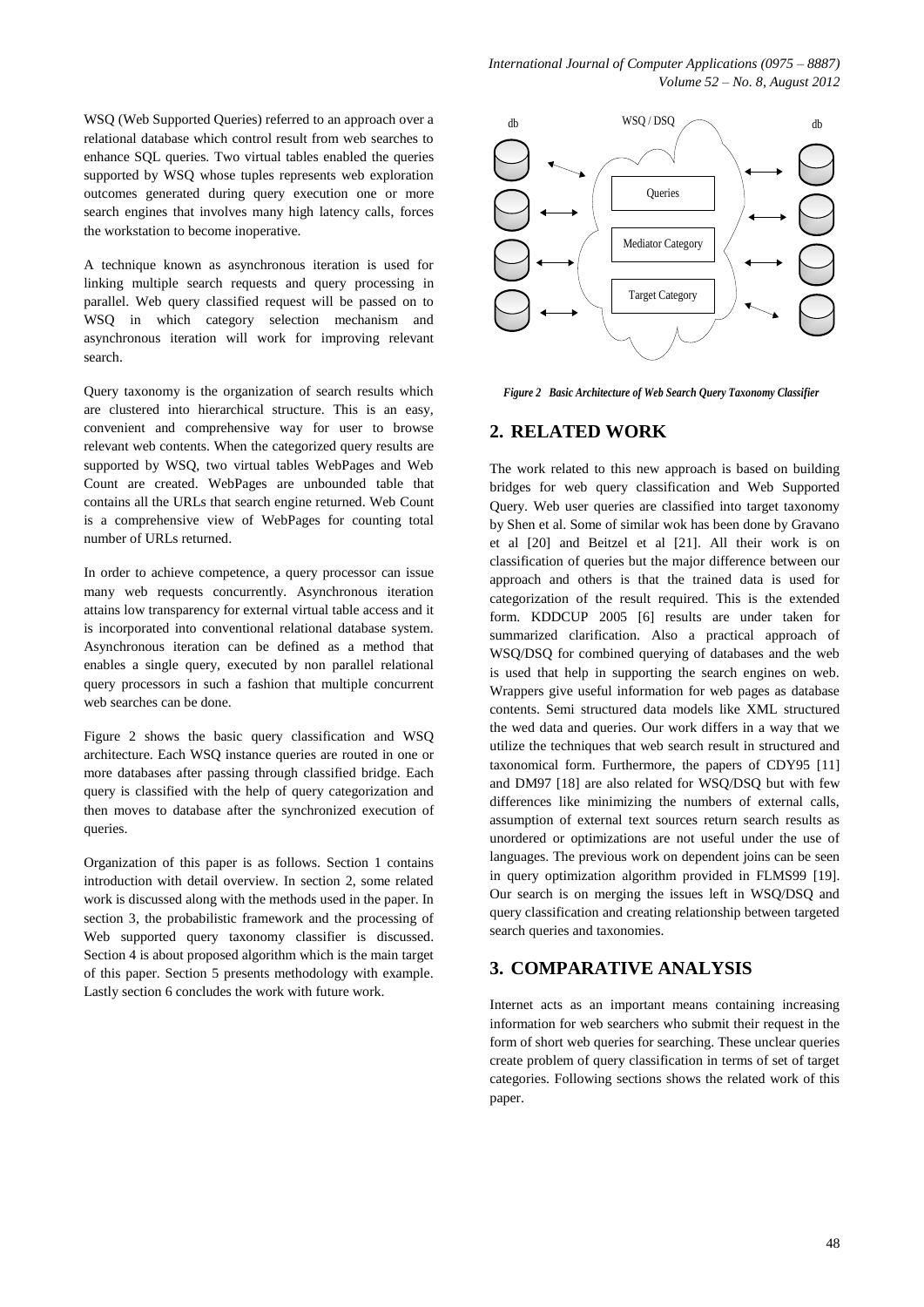WSQ (Web Supported Queries) referred to an approach over a relational database which control result from web searches to enhance SQL queries. Two virtual tables enabled the queries supported by WSQ whose tuples represents web exploration outcomes generated during query execution one or more search engines that involves many high latency calls, forces the workstation to become inoperative.

A technique known as asynchronous iteration is used for linking multiple search requests and query processing in parallel. Web query classified request will be passed on to WSQ in which category selection mechanism and asynchronous iteration will work for improving relevant search.

Query taxonomy is the organization of search results which are clustered into hierarchical structure. This is an easy, convenient and comprehensive way for user to browse relevant web contents. When the categorized query results are supported by WSQ, two virtual tables WebPages and Web Count are created. WebPages are unbounded table that contains all the URLs that search engine returned. Web Count is a comprehensive view of WebPages for counting total number of URLs returned.

In order to achieve competence, a query processor can issue many web requests concurrently. Asynchronous iteration attains low transparency for external virtual table access and it is incorporated into conventional relational database system. Asynchronous iteration can be defined as a method that enables a single query, executed by non parallel relational query processors in such a fashion that multiple concurrent web searches can be done.

Figure 2 shows the basic query classification and WSQ architecture. Each WSQ instance queries are routed in one or more databases after passing through classified bridge. Each query is classified with the help of query categorization and then moves to database after the synchronized execution of queries.

Organization of this paper is as follows. Section 1 contains introduction with detail overview. In section 2, some related work is discussed along with the methods used in the paper. In section 3, the probabilistic framework and the processing of Web supported query taxonomy classifier is discussed. Section 4 is about proposed algorithm which is the main target of this paper. Section 5 presents methodology with example. Lastly section 6 concludes the work with future work.

db WSQ / DSQ db

Queries

Mediator Category

Target Category

*Figure 2 Basic Architecture of Web Search Query Taxonomy Classifier*

## 2. RELATED WORK

The work related to this new approach is based on building bridges for web query classification and Web Supported Query. Web user queries are classified into target taxonomy by Shen et al. Some of similar wok has been done by Gravano et al [20] and Beitzel et al [21]. All their work is on classification of queries but the major difference between our approach and others is that the trained data is used for categorization of the result required. This is the extended form. KDDCUP 2005 [6] results are under taken for summarized clarification. Also a practical approach of WSQ/DSQ for combined querying of databases and the web is used that help in supporting the search engines on web. Wrappers give useful information for web pages as database contents. Semi structured data models like XML structured the wed data and queries. Our work differs in a way that we utilize the techniques that web search result in structured and taxonomical form. Furthermore, the papers of CDY95 [11] and DM97 [18] are also related for WSQ/DSQ but with few differences like minimizing the numbers of external calls, assumption of external text sources return search results as unordered or optimizations are not useful under the use of languages. The previous work on dependent joins can be seen in query optimization algorithm provided in FLMS99 [19]. Our search is on merging the issues left in WSQ/DSQ and query classification and creating relationship between targeted search queries and taxonomies.

## 3. COMPARATIVE ANALYSIS

Internet acts as an important means containing increasing information for web searchers who submit their request in the form of short web queries for searching. These unclear queries create problem of query classification in terms of set of target categories. Following sections shows the related work of this paper.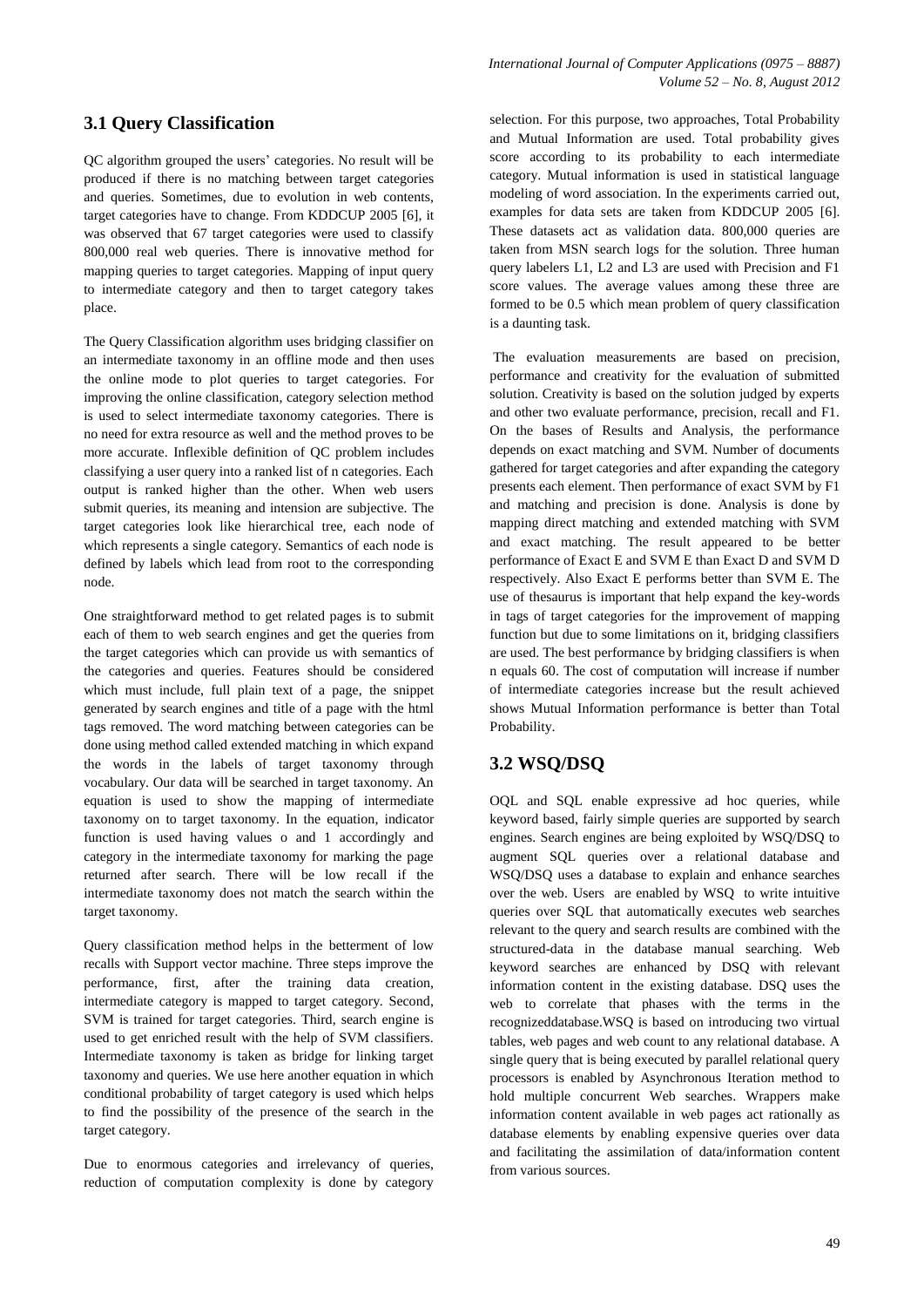## 3.1 Query Classification

QC algorithm grouped the users' categories. No result will be produced if there is no matching between target categories and queries. Sometimes, due to evolution in web contents, target categories have to change. From KDDCUP 2005 [6], it was observed that 67 target categories were used to classify 800,000 real web queries. There is innovative method for mapping queries to target categories. Mapping of input query to intermediate category and then to target category takes place.

The Query Classification algorithm uses bridging classifier on an intermediate taxonomy in an offline mode and then uses the online mode to plot queries to target categories. For improving the online classification, category selection method is used to select intermediate taxonomy categories. There is no need for extra resource as well and the method proves to be more accurate. Inflexible definition of QC problem includes classifying a user query into a ranked list of n categories. Each output is ranked higher than the other. When web users submit queries, its meaning and intension are subjective. The target categories look like hierarchical tree, each node of which represents a single category. Semantics of each node is defined by labels which lead from root to the corresponding node.

One straightforward method to get related pages is to submit each of them to web search engines and get the queries from the target categories which can provide us with semantics of the categories and queries. Features should be considered which must include, full plain text of a page, the snippet generated by search engines and title of a page with the html tags removed. The word matching between categories can be done using method called extended matching in which expand the words in the labels of target taxonomy through vocabulary. Our data will be searched in target taxonomy. An equation is used to show the mapping of intermediate taxonomy on to target taxonomy. In the equation, indicator function is used having values o and 1 accordingly and category in the intermediate taxonomy for marking the page returned after search. There will be low recall if the intermediate taxonomy does not match the search within the target taxonomy.

Query classification method helps in the betterment of low recalls with Support vector machine. Three steps improve the performance, first, after the training data creation, intermediate category is mapped to target category. Second, SVM is trained for target categories. Third, search engine is used to get enriched result with the help of SVM classifiers. Intermediate taxonomy is taken as bridge for linking target taxonomy and queries. We use here another equation in which conditional probability of target category is used which helps to find the possibility of the presence of the search in the target category.

Due to enormous categories and irrelevancy of queries, reduction of computation complexity is done by category selection. For this purpose, two approaches, Total Probability and Mutual Information are used. Total probability gives score according to its probability to each intermediate category. Mutual information is used in statistical language modeling of word association. In the experiments carried out, examples for data sets are taken from KDDCUP 2005 [6]. These datasets act as validation data. 800,000 queries are taken from MSN search logs for the solution. Three human query labelers L1, L2 and L3 are used with Precision and F1 score values. The average values among these three are formed to be 0.5 which mean problem of query classification is a daunting task.

The evaluation measurements are based on precision, performance and creativity for the evaluation of submitted solution. Creativity is based on the solution judged by experts and other two evaluate performance, precision, recall and F1. On the bases of Results and Analysis, the performance depends on exact matching and SVM. Number of documents gathered for target categories and after expanding the category presents each element. Then performance of exact SVM by F1 and matching and precision is done. Analysis is done by mapping direct matching and extended matching with SVM and exact matching. The result appeared to be better performance of Exact E and SVM E than Exact D and SVM D respectively. Also Exact E performs better than SVM E. The use of thesaurus is important that help expand the key-words in tags of target categories for the improvement of mapping function but due to some limitations on it, bridging classifiers are used. The best performance by bridging classifiers is when n equals 60. The cost of computation will increase if number of intermediate categories increase but the result achieved shows Mutual Information performance is better than Total Probability.

## 3.2 WSQ/DSQ

OQL and SQL enable expressive ad hoc queries, while keyword based, fairly simple queries are supported by search engines. Search engines are being exploited by WSQ/DSQ to augment SQL queries over a relational database and WSQ/DSQ uses a database to explain and enhance searches over the web. Users are enabled by WSQ to write intuitive queries over SQL that automatically executes web searches relevant to the query and search results are combined with the structured-data in the database manual searching. Web keyword searches are enhanced by DSQ with relevant information content in the existing database. DSQ uses the web to correlate that phases with the terms in the recognizeddatabase.WSQ is based on introducing two virtual tables, web pages and web count to any relational database. A single query that is being executed by parallel relational query processors is enabled by Asynchronous Iteration method to hold multiple concurrent Web searches. Wrappers make information content available in web pages act rationally as database elements by enabling expensive queries over data and facilitating the assimilation of data/information content from various sources.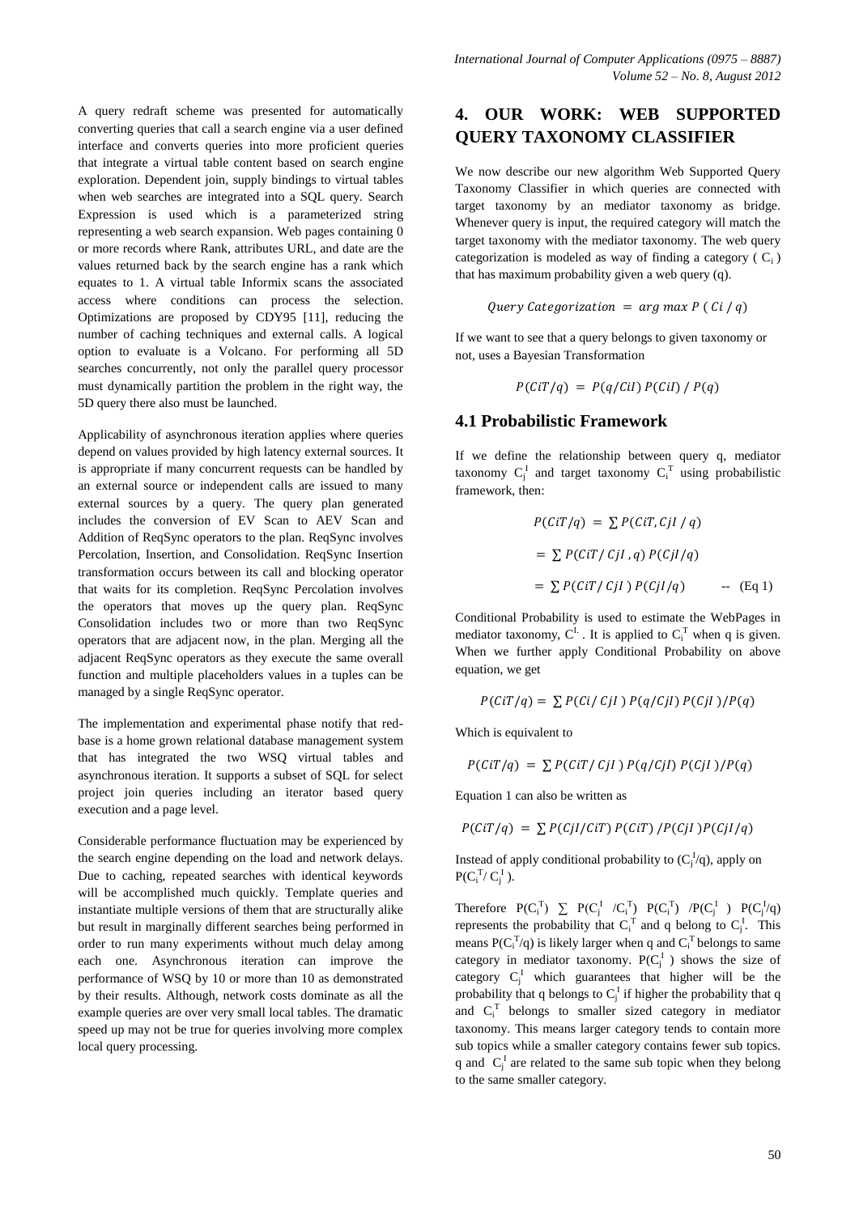A query redraft scheme was presented for automatically converting queries that call a search engine via a user defined interface and converts queries into more proficient queries that integrate a virtual table content based on search engine exploration. Dependent join, supply bindings to virtual tables when web searches are integrated into a SQL query. Search Expression is used which is a parameterized string representing a web search expansion. Web pages containing 0 or more records where Rank, attributes URL, and date are the values returned back by the search engine has a rank which equates to 1. A virtual table Informix scans the associated access where conditions can process the selection. Optimizations are proposed by CDY95 [11], reducing the number of caching techniques and external calls. A logical option to evaluate is a Volcano. For performing all 5D searches concurrently, not only the parallel query processor must dynamically partition the problem in the right way, the 5D query there also must be launched.

Applicability of asynchronous iteration applies where queries depend on values provided by high latency external sources. It is appropriate if many concurrent requests can be handled by an external source or independent calls are issued to many external sources by a query. The query plan generated includes the conversion of EV Scan to AEV Scan and Addition of ReqSync operators to the plan. ReqSync involves Percolation, Insertion, and Consolidation. ReqSync Insertion transformation occurs between its call and blocking operator that waits for its completion. ReqSync Percolation involves the operators that moves up the query plan. ReqSync Consolidation includes two or more than two ReqSync operators that are adjacent now, in the plan. Merging all the adjacent ReqSync operators as they execute the same overall function and multiple placeholders values in a tuples can be managed by a single ReqSync operator.

The implementation and experimental phase notify that red-base is a home grown relational database management system that has integrated the two WSQ virtual tables and asynchronous iteration. It supports a subset of SQL for select project join queries including an iterator based query execution and a page level.

Considerable performance fluctuation may be experienced by the search engine depending on the load and network delays. Due to caching, repeated searches with identical keywords will be accomplished much quickly. Template queries and instantiate multiple versions of them that are structurally alike but result in marginally different searches being performed in order to run many experiments without much delay among each one. Asynchronous iteration can improve the performance of WSQ by 10 or more than 10 as demonstrated by their results. Although, network costs dominate as all the example queries are over very small local tables. The dramatic speed up may not be true for queries involving more complex local query processing.

# 4. OUR WORK: WEB SUPPORTED QUERY TAXONOMY CLASSIFIER

We now describe our new algorithm Web Supported Query Taxonomy Classifier in which queries are connected with target taxonomy by an mediator taxonomy as bridge. Whenever query is input, the required category will match the target taxonomy with the mediator taxonomy. The web query categorization is modeled as way of finding a category ( $C_i$ ) that has maximum probability given a web query (q).

$$Query\ Categorization\ =\ arg\ max\ P\ (\ Ci\ /\ q)$$

If we want to see that a query belongs to given taxonomy or not, uses a Bayesian Transformation

$$P(CiT/q)\ =\ P(q/CiI)\ P(CiI)\ /\ P(q)$$

## 4.1 Probabilistic Framework

If we define the relationship between query q, mediator taxonomy $C_j^I$ and target taxonomy $C_i^T$ using probabilistic framework, then:

$$P(CiT/q)\ =\ \sum P(CiT, CjI\ /\ q)$$

$$=\ \sum P(CiT/\ CjI\ , q)\ P(CjI/q)$$

$$=\ \sum P(CiT/\ CjI\ )\ P(CjI/q) \qquad \text{-- (Eq 1)}$$

Conditional Probability is used to estimate the WebPages in mediator taxonomy, $C^{I.}$. It is applied to $C_i^T$ when q is given. When we further apply Conditional Probability on above equation, we get

$$P(CiT/q) = \sum P(Ci/\ CjI\ )\ P(q/CjI)\ P(CjI\ )/P(q)$$

Which is equivalent to

$$P(CiT/q)\ =\ \sum P(CiT/\ CjI\ )\ P(q/CjI)\ P(CjI\ )/P(q)$$

Equation 1 can also be written as

$$P(CiT/q)\ =\ \sum P(CjI/CiT)\ P(CiT)\ /P(CjI\ )P(CjI/q)$$

Instead of apply conditional probability to ($C_j^I$/q), apply on $P(C_i^T/\ C_j^I\ )$.

Therefore $P(C_i^T)\ \sum\ P(C_j^I\ /C_i^T)\ P(C_i^T)\ /P(C_j^I\ )\ P(C_j^I/q)$ represents the probability that $C_i^T$ and q belong to $C_j^I$. This means $P(C_i^T/q)$ is likely larger when q and $C_i^T$ belongs to same category in mediator taxonomy. $P(C_j^I\ )$ shows the size of category $C_j^I$ which guarantees that higher will be the probability that q belongs to $C_j^I$ if higher the probability that q and $C_i^T$ belongs to smaller sized category in mediator taxonomy. This means larger category tends to contain more sub topics while a smaller category contains fewer sub topics. q and $C_j^I$ are related to the same sub topic when they belong to the same smaller category.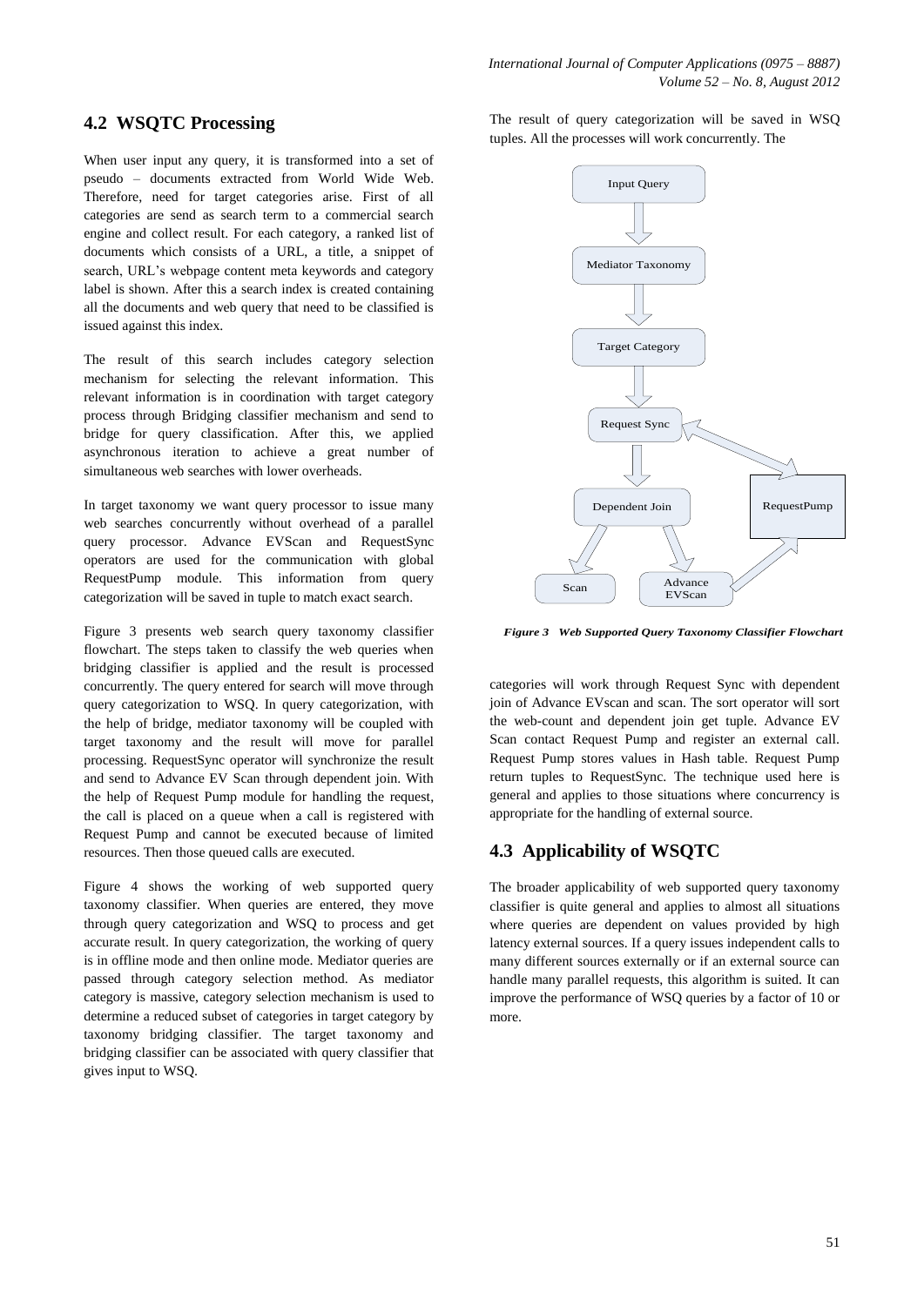## 4.2 WSQTC Processing

When user input any query, it is transformed into a set of pseudo – documents extracted from World Wide Web. Therefore, need for target categories arise. First of all categories are send as search term to a commercial search engine and collect result. For each category, a ranked list of documents which consists of a URL, a title, a snippet of search, URL's webpage content meta keywords and category label is shown. After this a search index is created containing all the documents and web query that need to be classified is issued against this index.

The result of this search includes category selection mechanism for selecting the relevant information. This relevant information is in coordination with target category process through Bridging classifier mechanism and send to bridge for query classification. After this, we applied asynchronous iteration to achieve a great number of simultaneous web searches with lower overheads.

In target taxonomy we want query processor to issue many web searches concurrently without overhead of a parallel query processor. Advance EVScan and RequestSync operators are used for the communication with global RequestPump module. This information from query categorization will be saved in tuple to match exact search.

Figure 3 presents web search query taxonomy classifier flowchart. The steps taken to classify the web queries when bridging classifier is applied and the result is processed concurrently. The query entered for search will move through query categorization to WSQ. In query categorization, with the help of bridge, mediator taxonomy will be coupled with target taxonomy and the result will move for parallel processing. RequestSync operator will synchronize the result and send to Advance EV Scan through dependent join. With the help of Request Pump module for handling the request, the call is placed on a queue when a call is registered with Request Pump and cannot be executed because of limited resources. Then those queued calls are executed.

Figure 4 shows the working of web supported query taxonomy classifier. When queries are entered, they move through query categorization and WSQ to process and get accurate result. In query categorization, the working of query is in offline mode and then online mode. Mediator queries are passed through category selection method. As mediator category is massive, category selection mechanism is used to determine a reduced subset of categories in target category by taxonomy bridging classifier. The target taxonomy and bridging classifier can be associated with query classifier that gives input to WSQ.

The result of query categorization will be saved in WSQ tuples. All the processes will work concurrently. The

Input Query → Mediator Taxonomy → Target Category → Request Sync → Dependent Join → Scan / Advance EVScan; Advance EVScan → RequestPump ↔ Request Sync

***Figure 3 Web Supported Query Taxonomy Classifier Flowchart***

categories will work through Request Sync with dependent join of Advance EVscan and scan. The sort operator will sort the web-count and dependent join get tuple. Advance EV Scan contact Request Pump and register an external call. Request Pump stores values in Hash table. Request Pump return tuples to RequestSync. The technique used here is general and applies to those situations where concurrency is appropriate for the handling of external source.

## 4.3 Applicability of WSQTC

The broader applicability of web supported query taxonomy classifier is quite general and applies to almost all situations where queries are dependent on values provided by high latency external sources. If a query issues independent calls to many different sources externally or if an external source can handle many parallel requests, this algorithm is suited. It can improve the performance of WSQ queries by a factor of 10 or more.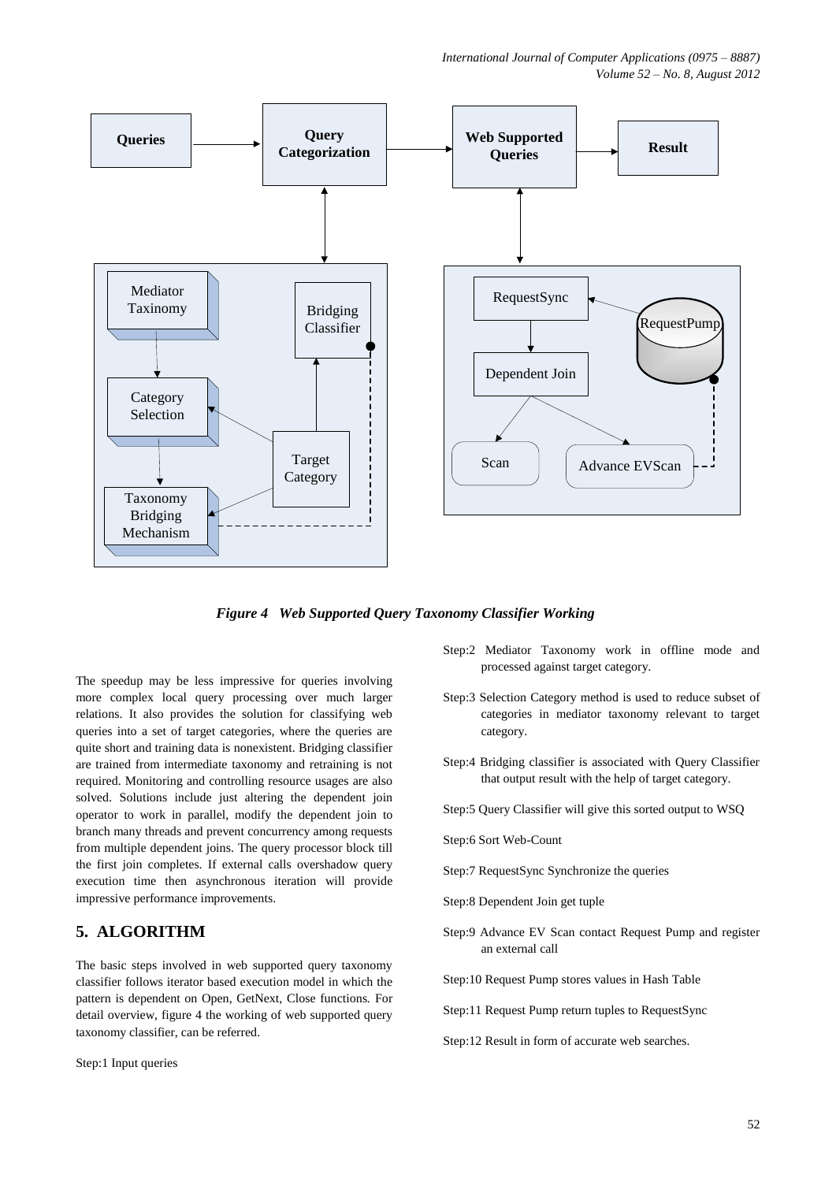*Figure 4 Web Supported Query Taxonomy Classifier Working*

The speedup may be less impressive for queries involving more complex local query processing over much larger relations. It also provides the solution for classifying web queries into a set of target categories, where the queries are quite short and training data is nonexistent. Bridging classifier are trained from intermediate taxonomy and retraining is not required. Monitoring and controlling resource usages are also solved. Solutions include just altering the dependent join operator to work in parallel, modify the dependent join to branch many threads and prevent concurrency among requests from multiple dependent joins. The query processor block till the first join completes. If external calls overshadow query execution time then asynchronous iteration will provide impressive performance improvements.

## 5. ALGORITHM

The basic steps involved in web supported query taxonomy classifier follows iterator based execution model in which the pattern is dependent on Open, GetNext, Close functions. For detail overview, figure 4 the working of web supported query taxonomy classifier, can be referred.

Step:1 Input queries

Step:2 Mediator Taxonomy work in offline mode and processed against target category.

Step:3 Selection Category method is used to reduce subset of categories in mediator taxonomy relevant to target category.

Step:4 Bridging classifier is associated with Query Classifier that output result with the help of target category.

Step:5 Query Classifier will give this sorted output to WSQ

Step:6 Sort Web-Count

Step:7 RequestSync Synchronize the queries

Step:8 Dependent Join get tuple

Step:9 Advance EV Scan contact Request Pump and register an external call

Step:10 Request Pump stores values in Hash Table

Step:11 Request Pump return tuples to RequestSync

Step:12 Result in form of accurate web searches.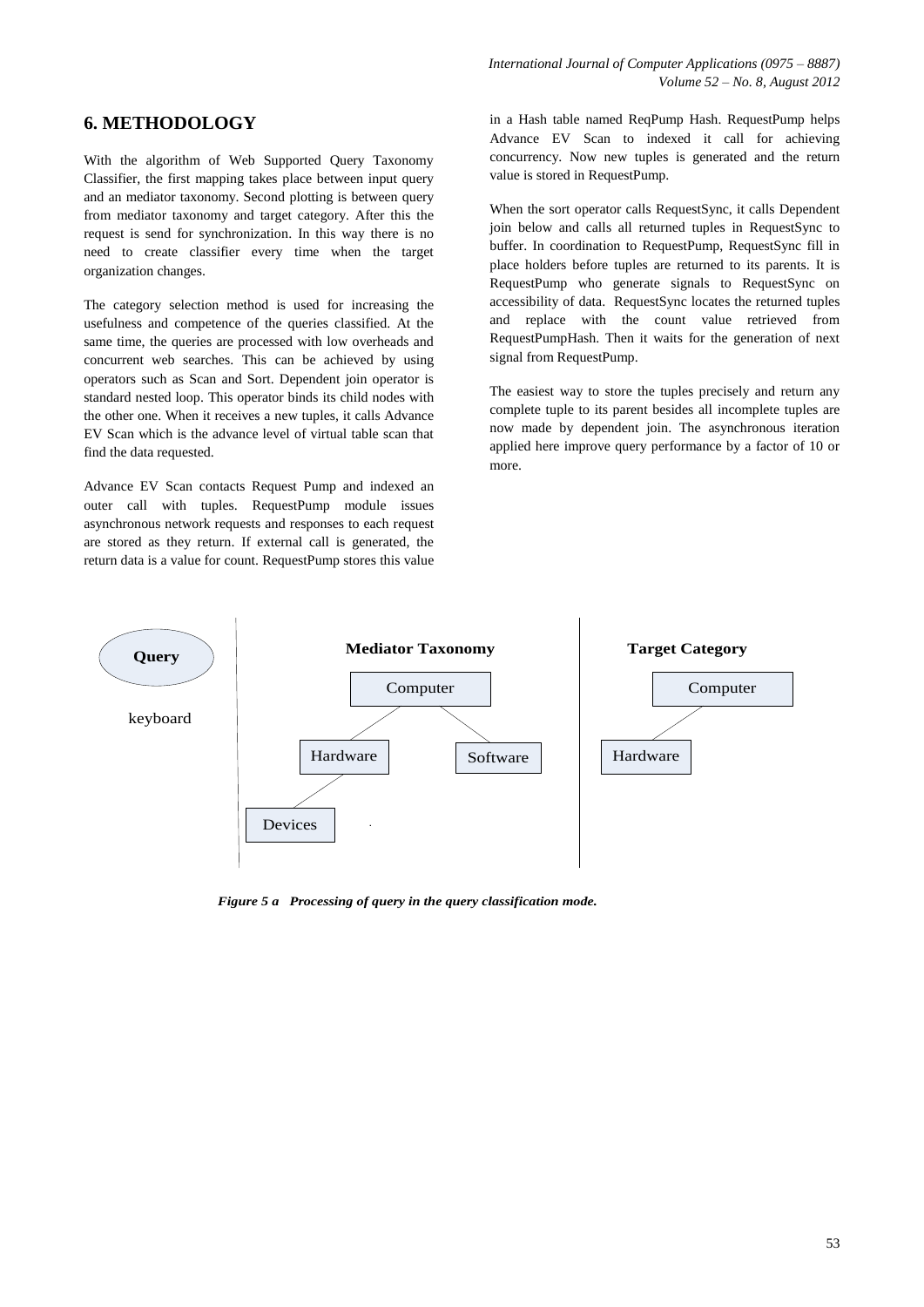## 6. METHODOLOGY

With the algorithm of Web Supported Query Taxonomy Classifier, the first mapping takes place between input query and an mediator taxonomy. Second plotting is between query from mediator taxonomy and target category. After this the request is send for synchronization. In this way there is no need to create classifier every time when the target organization changes.

The category selection method is used for increasing the usefulness and competence of the queries classified. At the same time, the queries are processed with low overheads and concurrent web searches. This can be achieved by using operators such as Scan and Sort. Dependent join operator is standard nested loop. This operator binds its child nodes with the other one. When it receives a new tuples, it calls Advance EV Scan which is the advance level of virtual table scan that find the data requested.

Advance EV Scan contacts Request Pump and indexed an outer call with tuples. RequestPump module issues asynchronous network requests and responses to each request are stored as they return. If external call is generated, the return data is a value for count. RequestPump stores this value in a Hash table named ReqPump Hash. RequestPump helps Advance EV Scan to indexed it call for achieving concurrency. Now new tuples is generated and the return value is stored in RequestPump.

When the sort operator calls RequestSync, it calls Dependent join below and calls all returned tuples in RequestSync to buffer. In coordination to RequestPump, RequestSync fill in place holders before tuples are returned to its parents. It is RequestPump who generate signals to RequestSync on accessibility of data. RequestSync locates the returned tuples and replace with the count value retrieved from RequestPumpHash. Then it waits for the generation of next signal from RequestPump.

The easiest way to store the tuples precisely and return any complete tuple to its parent besides all incomplete tuples are now made by dependent join. The asynchronous iteration applied here improve query performance by a factor of 10 or more.

**Query**

keyboard

**Mediator Taxonomy**

- Computer
  - Hardware
    - Devices
  - Software

**Target Category**

- Computer
  - Hardware

***Figure 5 a Processing of query in the query classification mode.***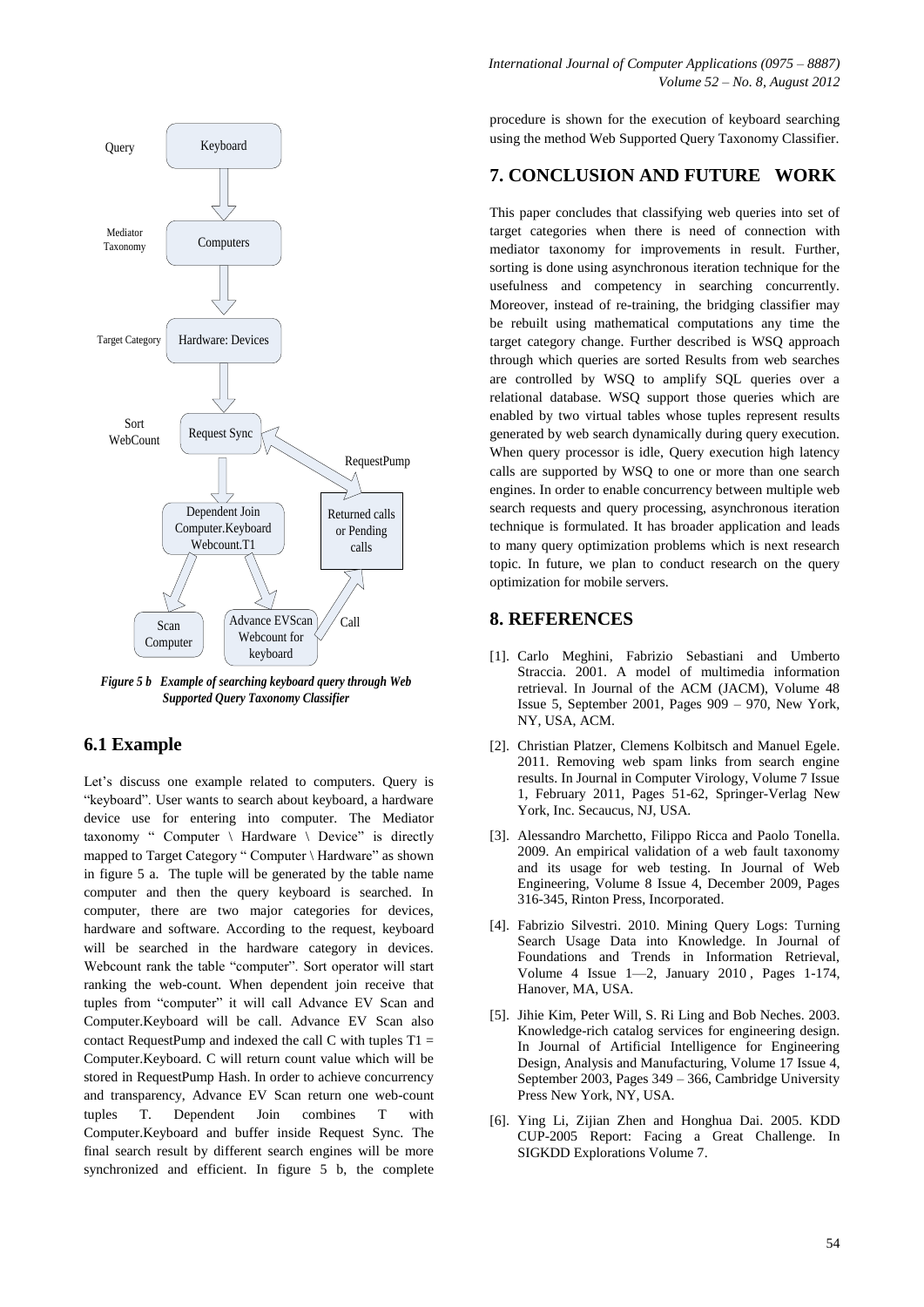Query

Keyboard

Mediator Taxonomy

Computers

Target Category

Hardware: Devices

Sort WebCount

Request Sync

RequestPump

Dependent Join Computer.Keyboard Webcount.T1

Returned calls or Pending calls

Scan Computer

Advance EVScan Webcount for keyboard

Call

***Figure 5 b Example of searching keyboard query through Web Supported Query Taxonomy Classifier***

## 6.1 Example

Let's discuss one example related to computers. Query is "keyboard". User wants to search about keyboard, a hardware device use for entering into computer. The Mediator taxonomy " Computer \ Hardware \ Device" is directly mapped to Target Category " Computer \ Hardware" as shown in figure 5 a. The tuple will be generated by the table name computer and then the query keyboard is searched. In computer, there are two major categories for devices, hardware and software. According to the request, keyboard will be searched in the hardware category in devices. Webcount rank the table "computer". Sort operator will start ranking the web-count. When dependent join receive that tuples from "computer" it will call Advance EV Scan and Computer.Keyboard will be call. Advance EV Scan also contact RequestPump and indexed the call C with tuples T1 = Computer.Keyboard. C will return count value which will be stored in RequestPump Hash. In order to achieve concurrency and transparency, Advance EV Scan return one web-count tuples T. Dependent Join combines T with Computer.Keyboard and buffer inside Request Sync. The final search result by different search engines will be more synchronized and efficient. In figure 5 b, the complete procedure is shown for the execution of keyboard searching using the method Web Supported Query Taxonomy Classifier.

## 7. CONCLUSION AND FUTURE WORK

This paper concludes that classifying web queries into set of target categories when there is need of connection with mediator taxonomy for improvements in result. Further, sorting is done using asynchronous iteration technique for the usefulness and competency in searching concurrently. Moreover, instead of re-training, the bridging classifier may be rebuilt using mathematical computations any time the target category change. Further described is WSQ approach through which queries are sorted Results from web searches are controlled by WSQ to amplify SQL queries over a relational database. WSQ support those queries which are enabled by two virtual tables whose tuples represent results generated by web search dynamically during query execution. When query processor is idle, Query execution high latency calls are supported by WSQ to one or more than one search engines. In order to enable concurrency between multiple web search requests and query processing, asynchronous iteration technique is formulated. It has broader application and leads to many query optimization problems which is next research topic. In future, we plan to conduct research on the query optimization for mobile servers.

## 8. REFERENCES

[1]. Carlo Meghini, Fabrizio Sebastiani and Umberto Straccia. 2001. A model of multimedia information retrieval. In Journal of the ACM (JACM), Volume 48 Issue 5, September 2001, Pages 909 – 970, New York, NY, USA, ACM.

[2]. Christian Platzer, Clemens Kolbitsch and Manuel Egele. 2011. Removing web spam links from search engine results. In Journal in Computer Virology, Volume 7 Issue 1, February 2011, Pages 51-62, Springer-Verlag New York, Inc. Secaucus, NJ, USA.

[3]. Alessandro Marchetto, Filippo Ricca and Paolo Tonella. 2009. An empirical validation of a web fault taxonomy and its usage for web testing. In Journal of Web Engineering, Volume 8 Issue 4, December 2009, Pages 316-345, Rinton Press, Incorporated.

[4]. Fabrizio Silvestri. 2010. Mining Query Logs: Turning Search Usage Data into Knowledge. In Journal of Foundations and Trends in Information Retrieval, Volume 4 Issue 1—2, January 2010 , Pages 1-174, Hanover, MA, USA.

[5]. Jihie Kim, Peter Will, S. Ri Ling and Bob Neches. 2003. Knowledge-rich catalog services for engineering design. In Journal of Artificial Intelligence for Engineering Design, Analysis and Manufacturing, Volume 17 Issue 4, September 2003, Pages 349 – 366, Cambridge University Press New York, NY, USA.

[6]. Ying Li, Zijian Zhen and Honghua Dai. 2005. KDD CUP-2005 Report: Facing a Great Challenge. In SIGKDD Explorations Volume 7.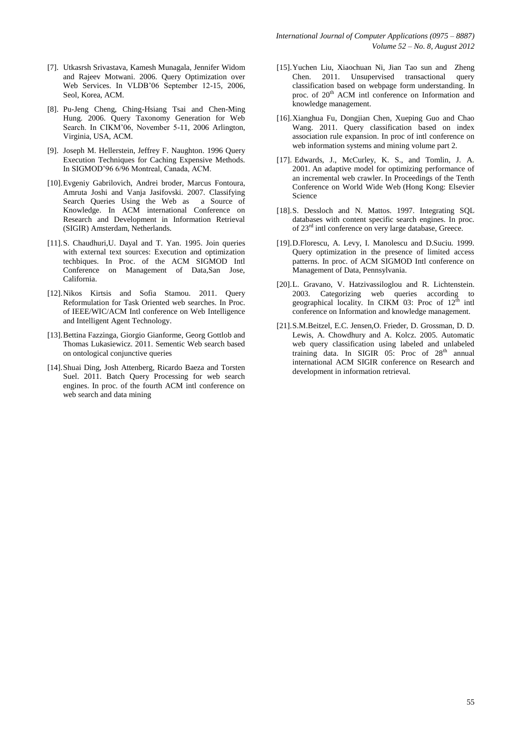[7]. Utkasrsh Srivastava, Kamesh Munagala, Jennifer Widom and Rajeev Motwani. 2006. Query Optimization over Web Services. In VLDB'06 September 12-15, 2006, Seol, Korea, ACM.

[8]. Pu-Jeng Cheng, Ching-Hsiang Tsai and Chen-Ming Hung. 2006. Query Taxonomy Generation for Web Search. In CIKM'06, November 5-11, 2006 Arlington, Virginia, USA, ACM.

[9]. Joseph M. Hellerstein, Jeffrey F. Naughton. 1996 Query Execution Techniques for Caching Expensive Methods. In SIGMOD'96 6/96 Montreal, Canada, ACM.

[10]. Evgeniy Gabrilovich, Andrei broder, Marcus Fontoura, Amruta Joshi and Vanja Jasifovski. 2007. Classifying Search Queries Using the Web as a Source of Knowledge. In ACM international Conference on Research and Development in Information Retrieval (SIGIR) Amsterdam, Netherlands.

[11]. S. Chaudhuri,U. Dayal and T. Yan. 1995. Join queries with external text sources: Execution and optimization techbiques. In Proc. of the ACM SIGMOD Intl Conference on Management of Data,San Jose, California.

[12]. Nikos Kirtsis and Sofia Stamou. 2011. Query Reformulation for Task Oriented web searches. In Proc. of IEEE/WIC/ACM Intl conference on Web Intelligence and Intelligent Agent Technology.

[13]. Bettina Fazzinga, Giorgio Gianforme, Georg Gottlob and Thomas Lukasiewicz. 2011. Sementic Web search based on ontological conjunctive queries

[14]. Shuai Ding, Josh Attenberg, Ricardo Baeza and Torsten Suel. 2011. Batch Query Processing for web search engines. In proc. of the fourth ACM intl conference on web search and data mining

[15]. Yuchen Liu, Xiaochuan Ni, Jian Tao sun and Zheng Chen. 2011. Unsupervised transactional query classification based on webpage form understanding. In proc. of 20th ACM intl conference on Information and knowledge management.

[16]. Xianghua Fu, Dongjian Chen, Xueping Guo and Chao Wang. 2011. Query classification based on index association rule expansion. In proc of intl conference on web information systems and mining volume part 2.

[17]. Edwards, J., McCurley, K. S., and Tomlin, J. A. 2001. An adaptive model for optimizing performance of an incremental web crawler. In Proceedings of the Tenth Conference on World Wide Web (Hong Kong: Elsevier Science

[18]. S. Dessloch and N. Mattos. 1997. Integrating SQL databases with content specific search engines. In proc. of 23rd intl conference on very large database, Greece.

[19]. D.Florescu, A. Levy, I. Manolescu and D.Suciu. 1999. Query optimization in the presence of limited access patterns. In proc. of ACM SIGMOD Intl conference on Management of Data, Pennsylvania.

[20]. L. Gravano, V. Hatzivassiloglou and R. Lichtenstein. 2003. Categorizing web queries according to geographical locality. In CIKM 03: Proc of 12th intl conference on Information and knowledge management.

[21]. S.M.Beitzel, E.C. Jensen,O. Frieder, D. Grossman, D. D. Lewis, A. Chowdhury and A. Kolcz. 2005. Automatic web query classification using labeled and unlabeled training data. In SIGIR 05: Proc of 28th annual international ACM SIGIR conference on Research and development in information retrieval.